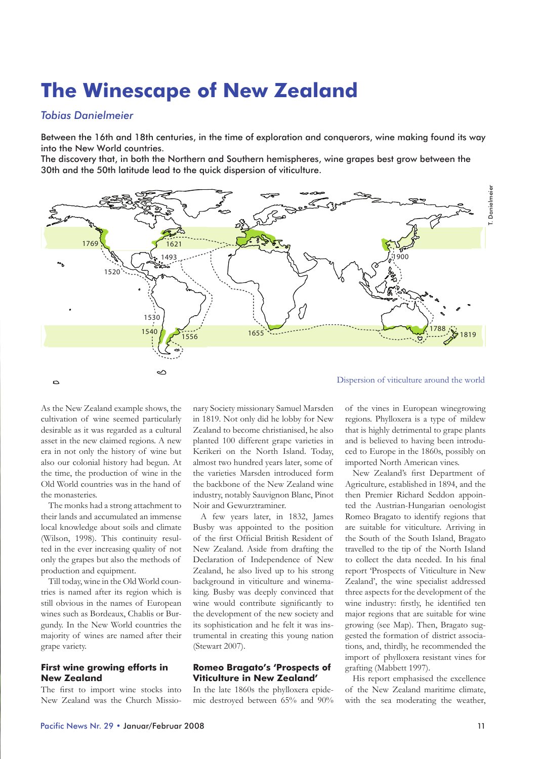# The Winescape of New Zealand

*Tobias Danielmeier*

Between the 16th and 18th centuries, in the time of exploration and conquerors, wine making found its way into the New World countries.
The discovery that, in both the Northern and Southern hemispheres, wine grapes best grow between the 30th and the 50th latitude lead to the quick dispersion of viticulture.

Dispersion of viticulture around the world

As the New Zealand example shows, the cultivation of wine seemed particularly desirable as it was regarded as a cultural asset in the new claimed regions. A new era in not only the history of wine but also our colonial history had begun. At the time, the production of wine in the Old World countries was in the hand of the monasteries.

The monks had a strong attachment to their lands and accumulated an immense local knowledge about soils and climate (Wilson, 1998). This continuity resulted in the ever increasing quality of not only the grapes but also the methods of production and equipment.

Till today, wine in the Old World countries is named after its region which is still obvious in the names of European wines such as Bordeaux, Chablis or Burgundy. In the New World countries the majority of wines are named after their grape variety.

### First wine growing efforts in New Zealand

The first to import wine stocks into New Zealand was the Church Missionary Society missionary Samuel Marsden in 1819. Not only did he lobby for New Zealand to become christianised, he also planted 100 different grape varieties in Kerikeri on the North Island. Today, almost two hundred years later, some of the varieties Marsden introduced form the backbone of the New Zealand wine industry, notably Sauvignon Blanc, Pinot Noir and Gewurztraminer.

A few years later, in 1832, James Busby was appointed to the position of the first Official British Resident of New Zealand. Aside from drafting the Declaration of Independence of New Zealand, he also lived up to his strong background in viticulture and winemaking. Busby was deeply convinced that wine would contribute significantly to the development of the new society and its sophistication and he felt it was instrumental in creating this young nation (Stewart 2007).

### Romeo Bragato's 'Prospects of Viticulture in New Zealand'

In the late 1860s the phylloxera epidemic destroyed between 65% and 90% of the vines in European winegrowing regions. Phylloxera is a type of mildew that is highly detrimental to grape plants and is believed to having been introduced to Europe in the 1860s, possibly on imported North American vines.

New Zealand's first Department of Agriculture, established in 1894, and the then Premier Richard Seddon appointed the Austrian-Hungarian oenologist Romeo Bragato to identify regions that are suitable for viticulture. Arriving in the South of the South Island, Bragato travelled to the tip of the North Island to collect the data needed. In his final report 'Prospects of Viticulture in New Zealand', the wine specialist addressed three aspects for the development of the wine industry: firstly, he identified ten major regions that are suitable for wine growing (see Map). Then, Bragato suggested the formation of district associations, and, thirdly, he recommended the import of phylloxera resistant vines for grafting (Mabbett 1997).

His report emphasised the excellence of the New Zealand maritime climate, with the sea moderating the weather,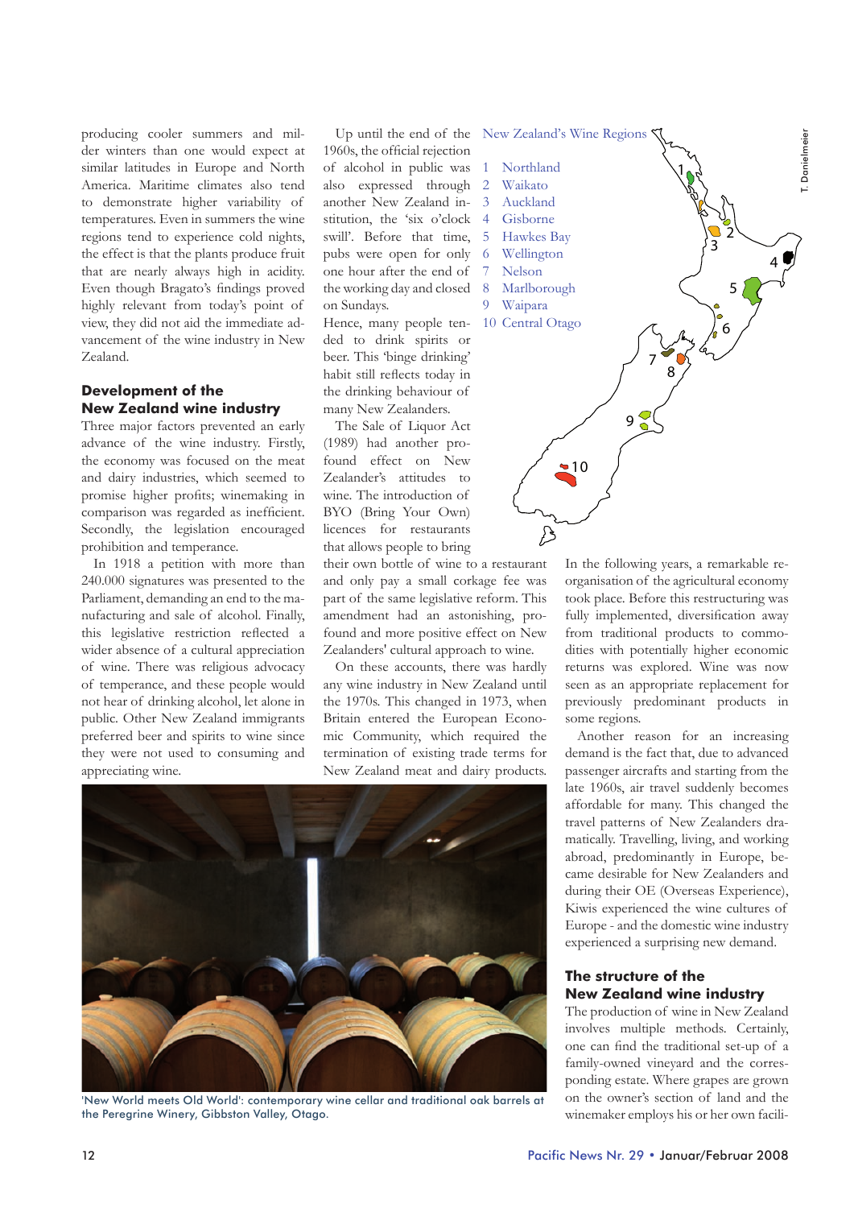producing cooler summers and milder winters than one would expect at similar latitudes in Europe and North America. Maritime climates also tend to demonstrate higher variability of temperatures. Even in summers the wine regions tend to experience cold nights, the effect is that the plants produce fruit that are nearly always high in acidity. Even though Bragato's findings proved highly relevant from today's point of view, they did not aid the immediate advancement of the wine industry in New Zealand.

## Development of the New Zealand wine industry

Three major factors prevented an early advance of the wine industry. Firstly, the economy was focused on the meat and dairy industries, which seemed to promise higher profits; winemaking in comparison was regarded as inefficient. Secondly, the legislation encouraged prohibition and temperance.

In 1918 a petition with more than 240.000 signatures was presented to the Parliament, demanding an end to the manufacturing and sale of alcohol. Finally, this legislative restriction reflected a wider absence of a cultural appreciation of wine. There was religious advocacy of temperance, and these people would not hear of drinking alcohol, let alone in public. Other New Zealand immigrants preferred beer and spirits to wine since they were not used to consuming and appreciating wine.

Up until the end of the 1960s, the official rejection of alcohol in public was also expressed through another New Zealand institution, the 'six o'clock swill'. Before that time, pubs were open for only one hour after the end of the working day and closed on Sundays.
Hence, many people tended to drink spirits or beer. This 'binge drinking' habit still reflects today in the drinking behaviour of many New Zealanders.

The Sale of Liquor Act (1989) had another profound effect on New Zealander's attitudes to wine. The introduction of BYO (Bring Your Own) licences for restaurants that allows people to bring their own bottle of wine to a restaurant and only pay a small corkage fee was part of the same legislative reform. This amendment had an astonishing, profound and more positive effect on New Zealanders' cultural approach to wine.

On these accounts, there was hardly any wine industry in New Zealand until the 1970s. This changed in 1973, when Britain entered the European Economic Community, which required the termination of existing trade terms for New Zealand meat and dairy products.

New Zealand's Wine Regions

1. Northland
2. Waikato
3. Auckland
4. Gisborne
5. Hawkes Bay
6. Wellington
7. Nelson
8. Marlborough
9. Waipara
10. Central Otago

T. Danielmeier

In the following years, a remarkable reorganisation of the agricultural economy took place. Before this restructuring was fully implemented, diversification away from traditional products to commodities with potentially higher economic returns was explored. Wine was now seen as an appropriate replacement for previously predominant products in some regions.

Another reason for an increasing demand is the fact that, due to advanced passenger aircrafts and starting from the late 1960s, air travel suddenly becomes affordable for many. This changed the travel patterns of New Zealanders dramatically. Travelling, living, and working abroad, predominantly in Europe, became desirable for New Zealanders and during their OE (Overseas Experience), Kiwis experienced the wine cultures of Europe - and the domestic wine industry experienced a surprising new demand.

'New World meets Old World': contemporary wine cellar and traditional oak barrels at the Peregrine Winery, Gibbston Valley, Otago.

## The structure of the New Zealand wine industry

The production of wine in New Zealand involves multiple methods. Certainly, one can find the traditional set-up of a family-owned vineyard and the corresponding estate. Where grapes are grown on the owner's section of land and the winemaker employs his or her own facili-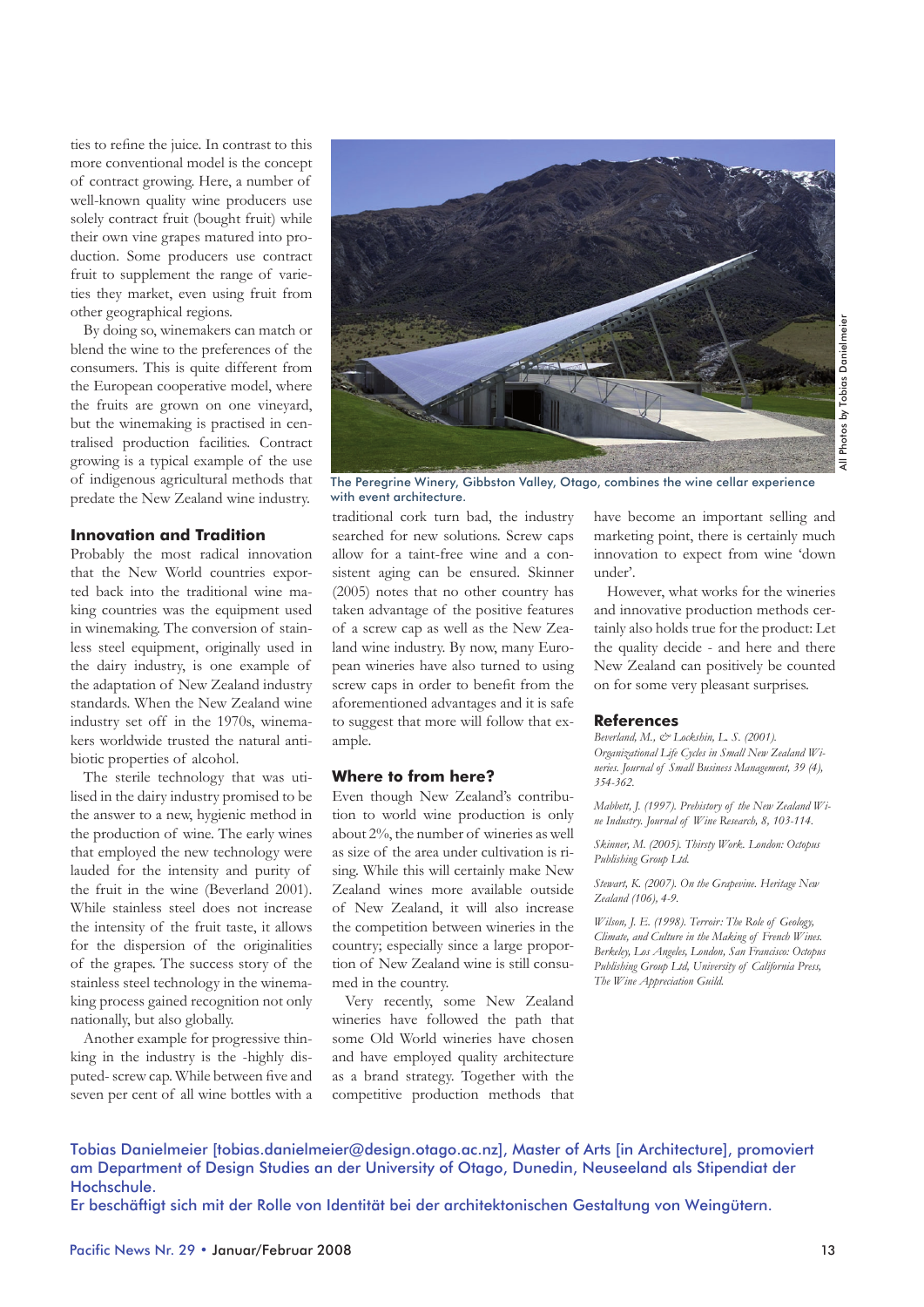ties to refine the juice. In contrast to this more conventional model is the concept of contract growing. Here, a number of well-known quality wine producers use solely contract fruit (bought fruit) while their own vine grapes matured into production. Some producers use contract fruit to supplement the range of varieties they market, even using fruit from other geographical regions.

By doing so, winemakers can match or blend the wine to the preferences of the consumers. This is quite different from the European cooperative model, where the fruits are grown on one vineyard, but the winemaking is practised in centralised production facilities. Contract growing is a typical example of the use of indigenous agricultural methods that predate the New Zealand wine industry.

## Innovation and Tradition

Probably the most radical innovation that the New World countries exported back into the traditional wine making countries was the equipment used in winemaking. The conversion of stainless steel equipment, originally used in the dairy industry, is one example of the adaptation of New Zealand industry standards. When the New Zealand wine industry set off in the 1970s, winemakers worldwide trusted the natural antibiotic properties of alcohol.

The sterile technology that was utilised in the dairy industry promised to be the answer to a new, hygienic method in the production of wine. The early wines that employed the new technology were lauded for the intensity and purity of the fruit in the wine (Beverland 2001). While stainless steel does not increase the intensity of the fruit taste, it allows for the dispersion of the originalities of the grapes. The success story of the stainless steel technology in the winemaking process gained recognition not only nationally, but also globally.

Another example for progressive thinking in the industry is the -highly disputed- screw cap. While between five and seven per cent of all wine bottles with a traditional cork turn bad, the industry searched for new solutions. Screw caps allow for a taint-free wine and a consistent aging can be ensured. Skinner (2005) notes that no other country has taken advantage of the positive features of a screw cap as well as the New Zealand wine industry. By now, many European wineries have also turned to using screw caps in order to benefit from the aforementioned advantages and it is safe to suggest that more will follow that example.

The Peregrine Winery, Gibbston Valley, Otago, combines the wine cellar experience with event architecture.

All Photos by Tobias Danielmeier

## Where to from here?

Even though New Zealand's contribution to world wine production is only about 2%, the number of wineries as well as size of the area under cultivation is rising. While this will certainly make New Zealand wines more available outside of New Zealand, it will also increase the competition between wineries in the country; especially since a large proportion of New Zealand wine is still consumed in the country.

Very recently, some New Zealand wineries have followed the path that some Old World wineries have chosen and have employed quality architecture as a brand strategy. Together with the competitive production methods that have become an important selling and marketing point, there is certainly much innovation to expect from wine 'down under'.

However, what works for the wineries and innovative production methods certainly also holds true for the product: Let the quality decide - and here and there New Zealand can positively be counted on for some very pleasant surprises.

## References

*Beverland, M., & Lockshin, L. S. (2001). Organizational Life Cycles in Small New Zealand Wineries. Journal of Small Business Management, 39 (4), 354-362.*

*Mabbett, J. (1997). Prehistory of the New Zealand Wine Industry. Journal of Wine Research, 8, 103-114.*

*Skinner, M. (2005). Thirsty Work. London: Octopus Publishing Group Ltd.*

*Stewart, K. (2007). On the Grapevine. Heritage New Zealand (106), 4-9.*

*Wilson, J. E. (1998). Terroir: The Role of Geology, Climate, and Culture in the Making of French Wines. Berkeley, Los Angeles, London, San Francisco: Octopus Publishing Group Ltd, University of California Press, The Wine Appreciation Guild.*

Tobias Danielmeier [tobias.danielmeier@design.otago.ac.nz], Master of Arts [in Architecture], promoviert am Department of Design Studies an der University of Otago, Dunedin, Neuseeland als Stipendiat der Hochschule.
Er beschäftigt sich mit der Rolle von Identität bei der architektonischen Gestaltung von Weingütern.